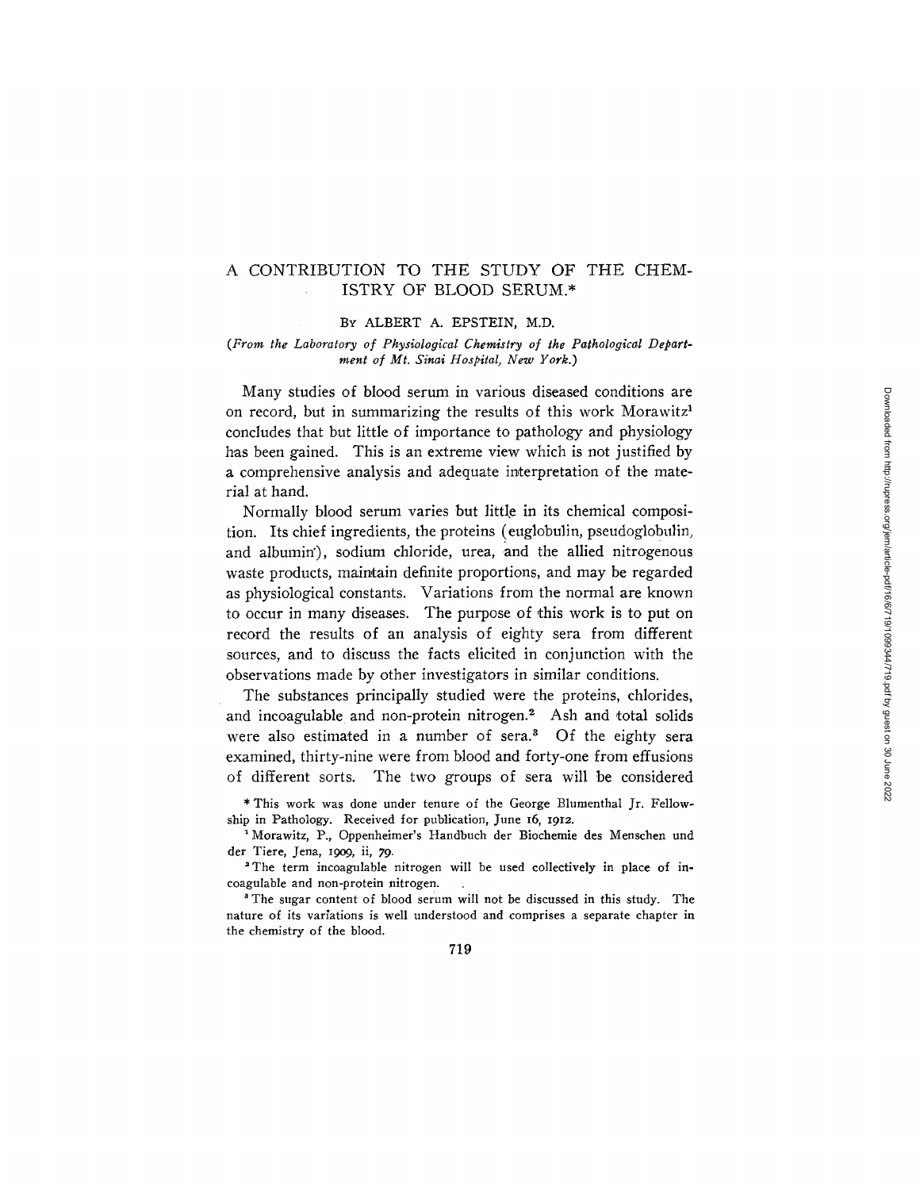# A CONTRIBUTION TO THE STUDY OF THE CHEMISTRY OF BLOOD SERUM.*

By ALBERT A. EPSTEIN, M.D.

*(From the Laboratory of Physiological Chemistry of the Pathological Department of Mt. Sinai Hospital, New York.)*

Many studies of blood serum in various diseased conditions are on record, but in summarizing the results of this work Morawitz[1] concludes that but little of importance to pathology and physiology has been gained. This is an extreme view which is not justified by a comprehensive analysis and adequate interpretation of the material at hand.

Normally blood serum varies but little in its chemical composition. Its chief ingredients, the proteins (euglobulin, pseudoglobulin, and albumin), sodium chloride, urea, and the allied nitrogenous waste products, maintain definite proportions, and may be regarded as physiological constants. Variations from the normal are known to occur in many diseases. The purpose of this work is to put on record the results of an analysis of eighty sera from different sources, and to discuss the facts elicited in conjunction with the observations made by other investigators in similar conditions.

The substances principally studied were the proteins, chlorides, and incoagulable and non-protein nitrogen.[2] Ash and total solids were also estimated in a number of sera.[3] Of the eighty sera examined, thirty-nine were from blood and forty-one from effusions of different sorts. The two groups of sera will be considered

\* This work was done under tenure of the George Blumenthal Jr. Fellowship in Pathology. Received for publication, June 16, 1912.

[1] Morawitz, P., Oppenheimer's Handbuch der Biochemie des Menschen und der Tiere, Jena, 1909, ii, 79.

[2] The term incoagulable nitrogen will be used collectively in place of incoagulable and non-protein nitrogen.

[3] The sugar content of blood serum will not be discussed in this study. The nature of its variations is well understood and comprises a separate chapter in the chemistry of the blood.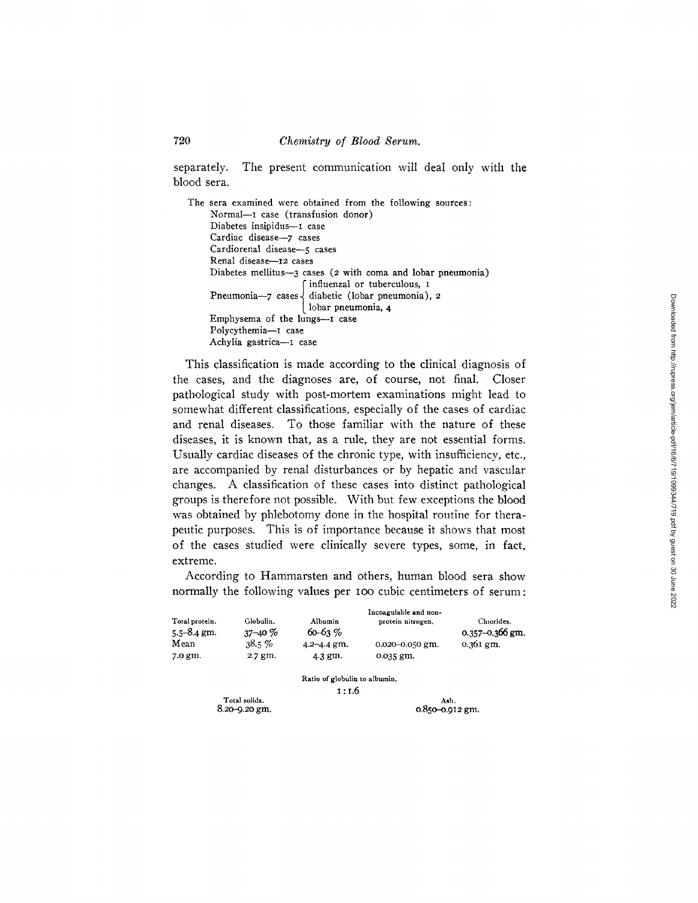separately. The present communication will deal only with the blood sera.

The sera examined were obtained from the following sources:

- Normal—1 case (transfusion donor)
- Diabetes insipidus—1 case
- Cardiac disease—7 cases
- Cardiorenal disease—5 cases
- Renal disease—12 cases
- Diabetes mellitus—3 cases (2 with coma and lobar pneumonia)
- Pneumonia—7 cases
  - influenzal or tuberculous, 1
  - diabetic (lobar pneumonia), 2
  - lobar pneumonia, 4
- Emphysema of the lungs—1 case
- Polycythemia—1 case
- Achylia gastrica—1 case

This classification is made according to the clinical diagnosis of the cases, and the diagnoses are, of course, not final. Closer pathological study with post-mortem examinations might lead to somewhat different classifications, especially of the cases of cardiac and renal diseases. To those familiar with the nature of these diseases, it is known that, as a rule, they are not essential forms. Usually cardiac diseases of the chronic type, with insufficiency, etc., are accompanied by renal disturbances or by hepatic and vascular changes. A classification of these cases into distinct pathological groups is therefore not possible. With but few exceptions the blood was obtained by phlebotomy done in the hospital routine for therapeutic purposes. This is of importance because it shows that most of the cases studied were clinically severe types, some, in fact, extreme.

According to Hammarsten and others, human blood sera show normally the following values per 100 cubic centimeters of serum:

| Total protein. | Globulin. | Albumin | Incoagulable and non-protein nitrogen. | Chlorides. |
|---|---|---|---|---|
| 5.5–8.4 gm. | 37–40 % | 60–63 % | | 0.357–0.366 gm. |
| Mean | 38.5 % | 4.2–4.4 gm. | 0.020–0.050 gm. | 0.361 gm. |
| 7.0 gm. | 2.7 gm. | 4.3 gm. | 0.035 gm. | |

Ratio of globulin to albumin.

1 : 1.6

| Total solids. | Ash. |
|---|---|
| 8.20–9.20 gm. | 0.850–0.912 gm. |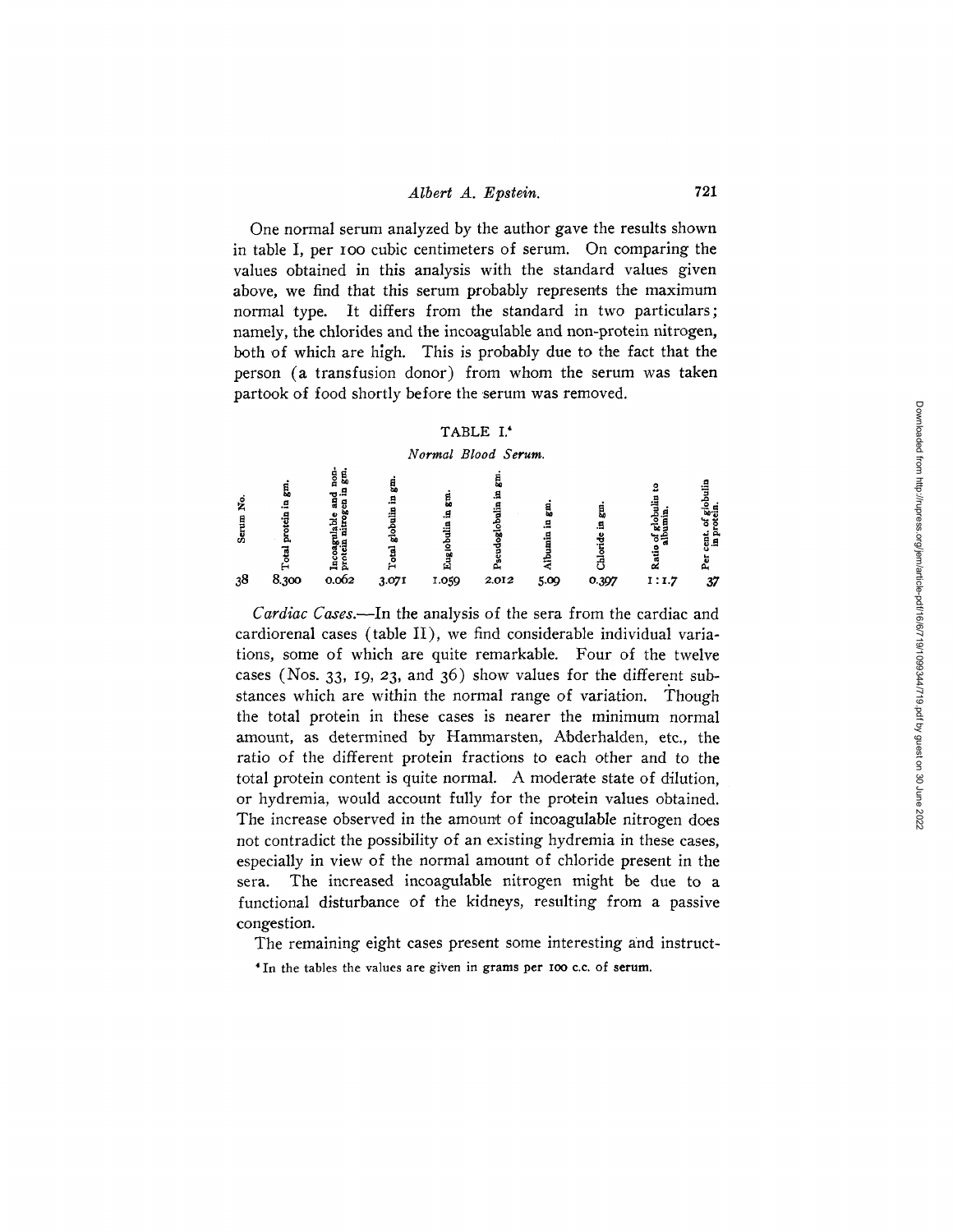One normal serum analyzed by the author gave the results shown in table I, per 100 cubic centimeters of serum. On comparing the values obtained in this analysis with the standard values given above, we find that this serum probably represents the maximum normal type. It differs from the standard in two particulars; namely, the chlorides and the incoagulable and non-protein nitrogen, both of which are high. This is probably due to the fact that the person (a transfusion donor) from whom the serum was taken partook of food shortly before the serum was removed.

TABLE I.[4]

*Normal Blood Serum.*

| Serum No. | Total protein in gm. | Incoagulable and non-protein nitrogen in gm. | Total globulin in gm. | Euglobulin in gm. | Pseudoglobulin in gm. | Albumin in gm. | Chloride in gm. | Ratio of globulin to albumin. | Per cent. of globulin in protein. |
|---|---|---|---|---|---|---|---|---|---|
| 38 | 8.300 | 0.062 | 3.071 | 1.059 | 2.012 | 5.09 | 0.397 | 1:1.7 | 37 |

*Cardiac Cases.*—In the analysis of the sera from the cardiac and cardiorenal cases (table II), we find considerable individual variations, some of which are quite remarkable. Four of the twelve cases (Nos. 33, 19, 23, and 36) show values for the different substances which are within the normal range of variation. Though the total protein in these cases is nearer the minimum normal amount, as determined by Hammarsten, Abderhalden, etc., the ratio of the different protein fractions to each other and to the total protein content is quite normal. A moderate state of dilution, or hydremia, would account fully for the protein values obtained. The increase observed in the amount of incoagulable nitrogen does not contradict the possibility of an existing hydremia in these cases, especially in view of the normal amount of chloride present in the sera. The increased incoagulable nitrogen might be due to a functional disturbance of the kidneys, resulting from a passive congestion.

The remaining eight cases present some interesting and instruct-

[4] In the tables the values are given in grams per 100 c.c. of serum.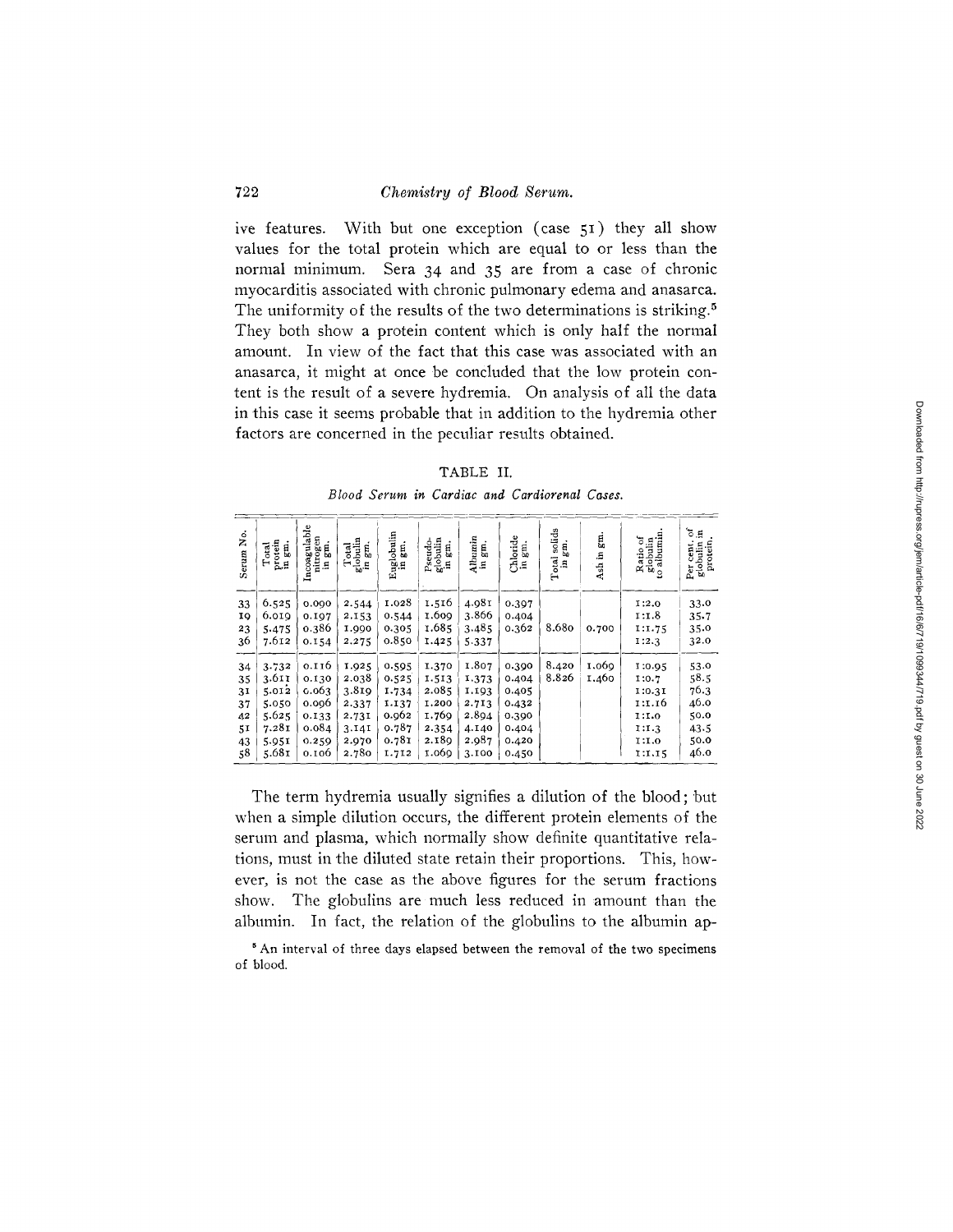ive features. With but one exception (case 51) they all show values for the total protein which are equal to or less than the normal minimum. Sera 34 and 35 are from a case of chronic myocarditis associated with chronic pulmonary edema and anasarca. The uniformity of the results of the two determinations is striking.[5] They both show a protein content which is only half the normal amount. In view of the fact that this case was associated with an anasarca, it might at once be concluded that the low protein content is the result of a severe hydremia. On analysis of all the data in this case it seems probable that in addition to the hydremia other factors are concerned in the peculiar results obtained.

TABLE II.

*Blood Serum in Cardiac and Cardiorenal Cases.*

| Serum No. | Total protein in gm. | Incoagulable nitrogen in gm. | Total globulin in gm. | Euglobulin in gm. | Pseudo-globulin in gm. | Albumin in gm. | Chloride in gm. | Total solids in gm. | Ash in gm. | Ratio of globulin to albumin. | Per cent. of globulin in protein. |
|---|---|---|---|---|---|---|---|---|---|---|---|
| 33 | 6.525 | 0.090 | 2.544 | 1.028 | 1.516 | 4.981 | 0.397 | | | 1:2.0 | 33.0 |
| 19 | 6.019 | 0.197 | 2.153 | 0.544 | 1.609 | 3.866 | 0.404 | | | 1:1.8 | 35.7 |
| 23 | 5.475 | 0.386 | 1.990 | 0.305 | 1.685 | 3.485 | 0.362 | 8.680 | 0.700 | 1:1.75 | 35.0 |
| 36 | 7.612 | 0.154 | 2.275 | 0.850 | 1.425 | 5.337 | | | | 1:2.3 | 32.0 |
| 34 | 3.732 | 0.116 | 1.925 | 0.595 | 1.370 | 1.807 | 0.390 | 8.420 | 1.069 | 1:0.95 | 53.0 |
| 35 | 3.611 | 0.130 | 2.038 | 0.525 | 1.513 | 1.373 | 0.404 | 8.826 | 1.460 | 1:0.7 | 58.5 |
| 31 | 5.012 | 0.063 | 3.819 | 1.734 | 2.085 | 1.193 | 0.405 | | | 1:0.31 | 76.3 |
| 37 | 5.050 | 0.096 | 2.337 | 1.137 | 1.200 | 2.713 | 0.432 | | | 1:1.16 | 46.0 |
| 42 | 5.625 | 0.133 | 2.731 | 0.962 | 1.769 | 2.894 | 0.390 | | | 1:1.0 | 50.0 |
| 51 | 7.281 | 0.084 | 3.141 | 0.787 | 2.354 | 4.140 | 0.404 | | | 1:1.3 | 43.5 |
| 43 | 5.951 | 0.259 | 2.970 | 0.781 | 2.189 | 2.987 | 0.420 | | | 1:1.0 | 50.0 |
| 58 | 5.681 | 0.106 | 2.780 | 1.712 | 1.069 | 3.100 | 0.450 | | | 1:1.15 | 46.0 |

The term hydremia usually signifies a dilution of the blood; but when a simple dilution occurs, the different protein elements of the serum and plasma, which normally show definite quantitative relations, must in the diluted state retain their proportions. This, however, is not the case as the above figures for the serum fractions show. The globulins are much less reduced in amount than the albumin. In fact, the relation of the globulins to the albumin ap-

[5] An interval of three days elapsed between the removal of the two specimens of blood.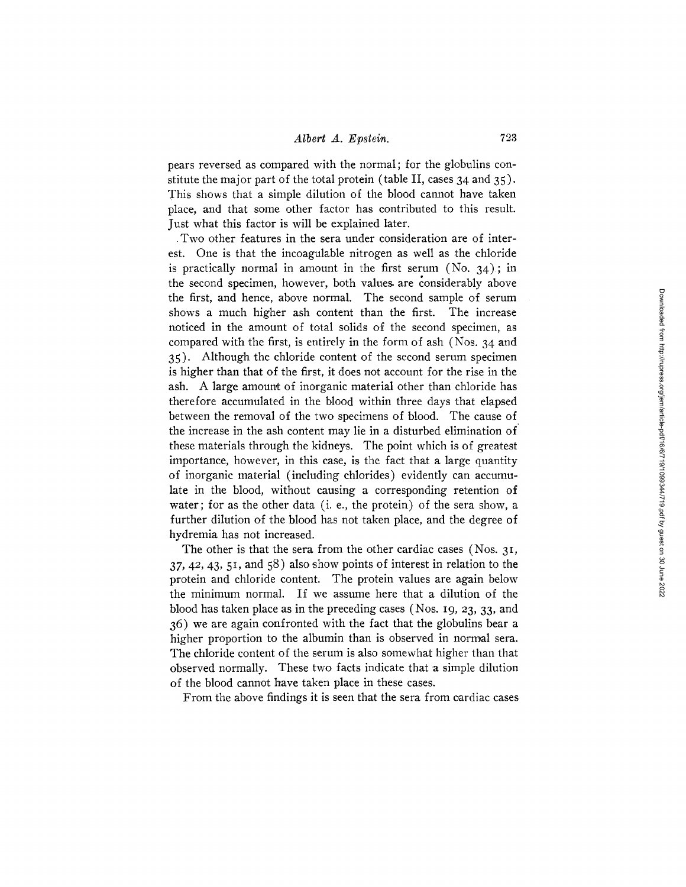pears reversed as compared with the normal; for the globulins constitute the major part of the total protein (table II, cases 34 and 35). This shows that a simple dilution of the blood cannot have taken place, and that some other factor has contributed to this result. Just what this factor is will be explained later.

Two other features in the sera under consideration are of interest. One is that the incoagulable nitrogen as well as the chloride is practically normal in amount in the first serum (No. 34); in the second specimen, however, both values are considerably above the first, and hence, above normal. The second sample of serum shows a much higher ash content than the first. The increase noticed in the amount of total solids of the second specimen, as compared with the first, is entirely in the form of ash (Nos. 34 and 35). Although the chloride content of the second serum specimen is higher than that of the first, it does not account for the rise in the ash. A large amount of inorganic material other than chloride has therefore accumulated in the blood within three days that elapsed between the removal of the two specimens of blood. The cause of the increase in the ash content may lie in a disturbed elimination of these materials through the kidneys. The point which is of greatest importance, however, in this case, is the fact that a large quantity of inorganic material (including chlorides) evidently can accumulate in the blood, without causing a corresponding retention of water; for as the other data (i. e., the protein) of the sera show, a further dilution of the blood has not taken place, and the degree of hydremia has not increased.

The other is that the sera from the other cardiac cases (Nos. 31, 37, 42, 43, 51, and 58) also show points of interest in relation to the protein and chloride content. The protein values are again below the minimum normal. If we assume here that a dilution of the blood has taken place as in the preceding cases (Nos. 19, 23, 33, and 36) we are again confronted with the fact that the globulins bear a higher proportion to the albumin than is observed in normal sera. The chloride content of the serum is also somewhat higher than that observed normally. These two facts indicate that a simple dilution of the blood cannot have taken place in these cases.

From the above findings it is seen that the sera from cardiac cases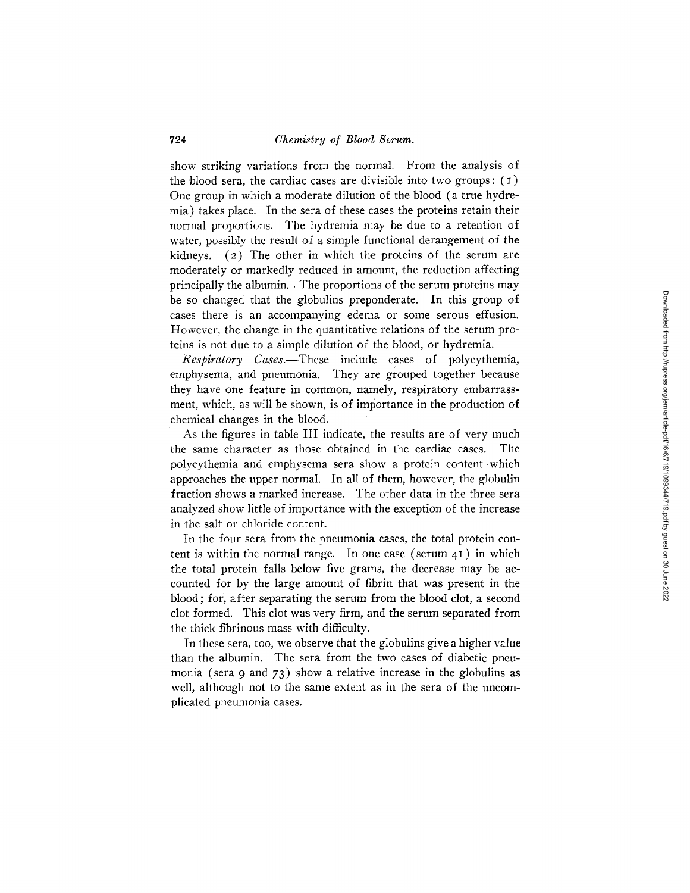show striking variations from the normal. From the analysis of the blood sera, the cardiac cases are divisible into two groups: (1) One group in which a moderate dilution of the blood (a true hydremia) takes place. In the sera of these cases the proteins retain their normal proportions. The hydremia may be due to a retention of water, possibly the result of a simple functional derangement of the kidneys. (2) The other in which the proteins of the serum are moderately or markedly reduced in amount, the reduction affecting principally the albumin. The proportions of the serum proteins may be so changed that the globulins preponderate. In this group of cases there is an accompanying edema or some serous effusion. However, the change in the quantitative relations of the serum proteins is not due to a simple dilution of the blood, or hydremia.

*Respiratory Cases.*—These include cases of polycythemia, emphysema, and pneumonia. They are grouped together because they have one feature in common, namely, respiratory embarrassment, which, as will be shown, is of importance in the production of chemical changes in the blood.

As the figures in table III indicate, the results are of very much the same character as those obtained in the cardiac cases. The polycythemia and emphysema sera show a protein content which approaches the upper normal. In all of them, however, the globulin fraction shows a marked increase. The other data in the three sera analyzed show little of importance with the exception of the increase in the salt or chloride content.

In the four sera from the pneumonia cases, the total protein content is within the normal range. In one case (serum 41) in which the total protein falls below five grams, the decrease may be accounted for by the large amount of fibrin that was present in the blood; for, after separating the serum from the blood clot, a second clot formed. This clot was very firm, and the serum separated from the thick fibrinous mass with difficulty.

In these sera, too, we observe that the globulins give a higher value than the albumin. The sera from the two cases of diabetic pneumonia (sera 9 and 73) show a relative increase in the globulins as well, although not to the same extent as in the sera of the uncomplicated pneumonia cases.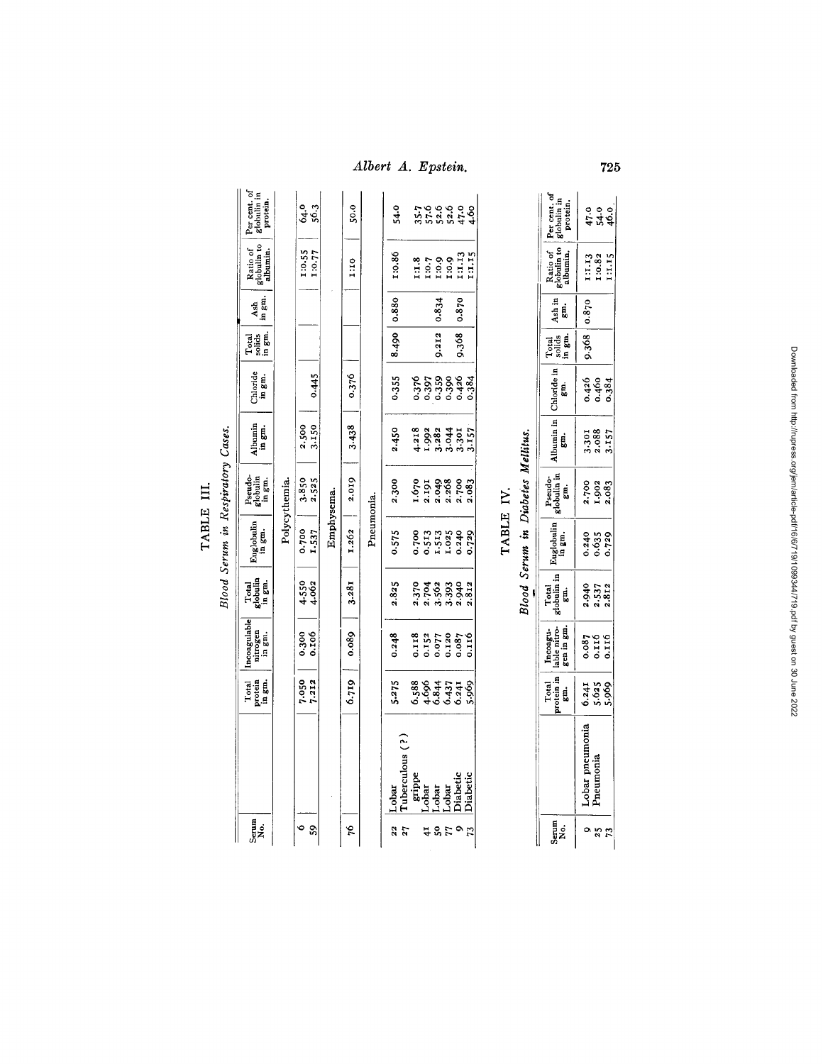# TABLE III.

*Blood Serum in Respiratory Cases.*

| Serum No. | | Total protein in gm. | Incoagulable nitrogen in gm. | Total globulin in gm. | Euglobulin in gm. | Pseudo-globulin in gm. | Albumin in gm. | Chloride in gm. | Total solids in gm. | Ash in gm. | Ratio of globulin to albumin. | Per cent. of globulin in protein. |
|---|---|---|---|---|---|---|---|---|---|---|---|---|
| | **Polycythemia.** | | | | | | | | | | | |
| 6 | | 7.050 | 0.300 | 4.550 | 0.700 | 3.850 | 2.500 | | | | 1:0.55 | 64.0 |
| 59 | | 7.212 | 0.106 | 4.062 | 1.537 | 2.525 | 3.150 | 0.445 | | | 1:0.77 | 56.3 |
| | **Emphysema.** | | | | | | | | | | | |
| 76 | | 6.719 | 0.089 | 3.281 | 1.262 | 2.019 | 3.438 | 0.376 | | | 1:10 | 50.0 |
| | **Pneumonia.** | | | | | | | | | | | |
| 22 | Lobar | 5.275 | 0.248 | 2.825 | 0.575 | 2.300 | 2.450 | 0.355 | 8.490 | 0.880 | 1:0.86 | 54.0 |
| 27 | Tuberculous (?) grippe | 6.588 | 0.118 | 2.370 | 0.700 | 1.670 | 4.218 | 0.376 | | | 1:1.8 | 35.7 |
| 41 | Lobar | 4.696 | 0.152 | 2.704 | 0.513 | 2.191 | 1.992 | 0.397 | | | 1:0.7 | 57.6 |
| 50 | Lobar | 6.844 | 0.077 | 3.562 | 1.513 | 2.049 | 3.282 | 0.359 | 9.212 | 0.834 | 1:0.9 | 52.6 |
| 77 | Lobar | 6.437 | 0.120 | 3.393 | 1.025 | 2.268 | 3.044 | 0.390 | | | 1:0.9 | 52.6 |
| 9 | Diabetic | 6.241 | 0.087 | 2.940 | 0.240 | 2.700 | 3.301 | 0.426 | 9.368 | 0.870 | 1:1.13 | 47.0 |
| 73 | Diabetic | 5.969 | 0.116 | 2.812 | 0.729 | 2.083 | 3.157 | 0.384 | | | 1:1.15 | 4.60 |

# TABLE IV.

*Blood Serum in Diabetes Mellitus.*

| Serum No. | | Total protein in gm. | Incoagulable nitrogen in gm. | Total globulin in gm. | Euglobulin in gm. | Pseudo-globulin in gm. | Albumin in gm. | Chloride in gm. | Total solids in gm. | Ash in gm. | Ratio of globulin to albumin. | Per cent. of globulin in protein. |
|---|---|---|---|---|---|---|---|---|---|---|---|---|
| 9 | Lobar pneumonia | 6.241 | 0.087 | 2.940 | 0.240 | 2.700 | 3.301 | 0.426 | 9.368 | 0.870 | 1:1.13 | 47.0 |
| 25 | Pneumonia | 5.625 | 0.116 | 2.537 | 0.635 | 1.902 | 2.088 | 0.460 | | | 1:0.82 | 54.0 |
| 73 | | 5.969 | 0.116 | 2.812 | 0.729 | 2.083 | 3.157 | 0.384 | | | 1:1.15 | 46.0 |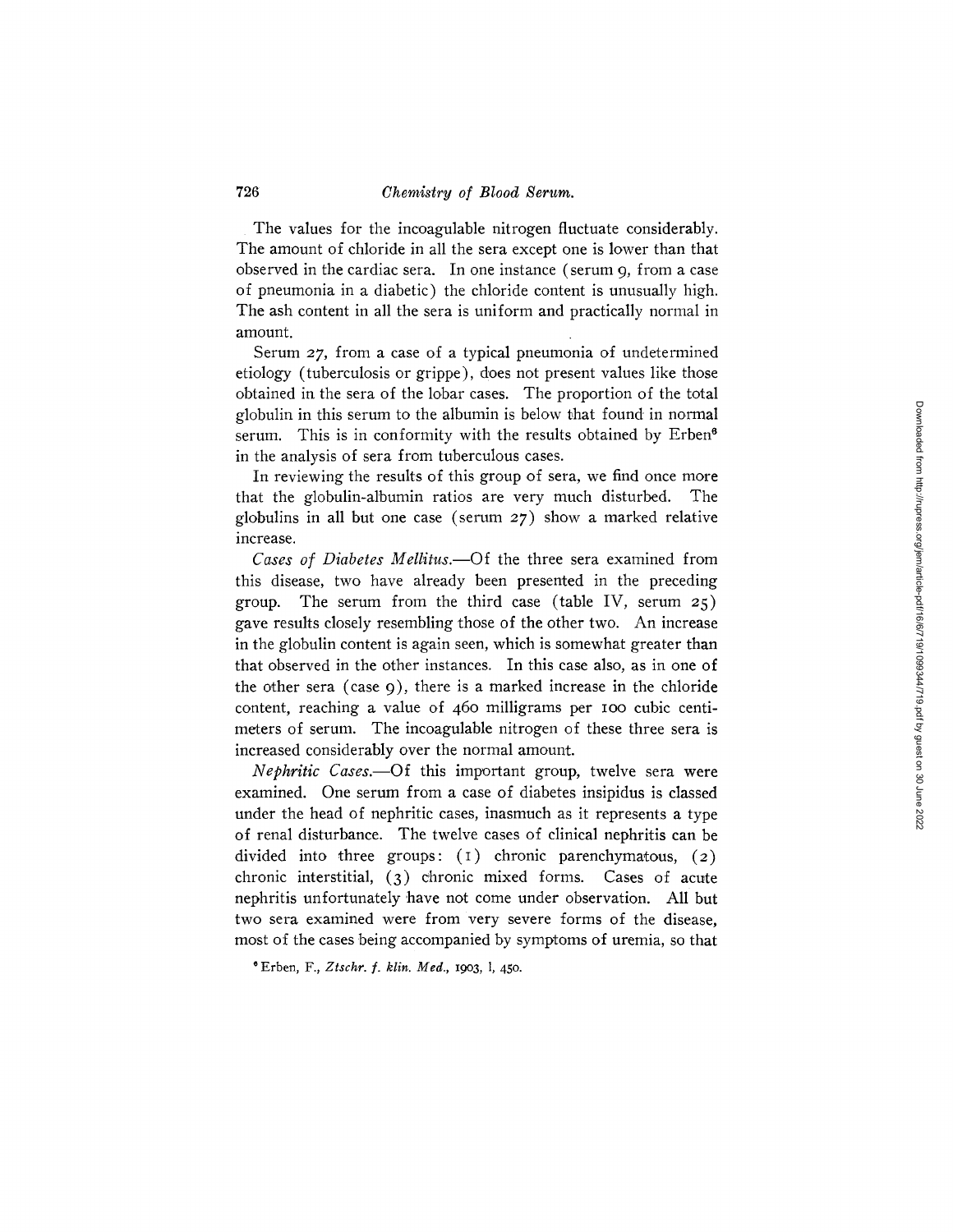The values for the incoagulable nitrogen fluctuate considerably. The amount of chloride in all the sera except one is lower than that observed in the cardiac sera. In one instance (serum 9, from a case of pneumonia in a diabetic) the chloride content is unusually high. The ash content in all the sera is uniform and practically normal in amount.

Serum 27, from a case of a typical pneumonia of undetermined etiology (tuberculosis or grippe), does not present values like those obtained in the sera of the lobar cases. The proportion of the total globulin in this serum to the albumin is below that found in normal serum. This is in conformity with the results obtained by Erben[6] in the analysis of sera from tuberculous cases.

In reviewing the results of this group of sera, we find once more that the globulin-albumin ratios are very much disturbed. The globulins in all but one case (serum 27) show a marked relative increase.

*Cases of Diabetes Mellitus.*—Of the three sera examined from this disease, two have already been presented in the preceding group. The serum from the third case (table IV, serum 25) gave results closely resembling those of the other two. An increase in the globulin content is again seen, which is somewhat greater than that observed in the other instances. In this case also, as in one of the other sera (case 9), there is a marked increase in the chloride content, reaching a value of 460 milligrams per 100 cubic centimeters of serum. The incoagulable nitrogen of these three sera is increased considerably over the normal amount.

*Nephritic Cases.*—Of this important group, twelve sera were examined. One serum from a case of diabetes insipidus is classed under the head of nephritic cases, inasmuch as it represents a type of renal disturbance. The twelve cases of clinical nephritis can be divided into three groups: (1) chronic parenchymatous, (2) chronic interstitial, (3) chronic mixed forms. Cases of acute nephritis unfortunately have not come under observation. All but two sera examined were from very severe forms of the disease, most of the cases being accompanied by symptoms of uremia, so that

[6] Erben, F., *Ztschr. f. klin. Med.*, 1903, l, 450.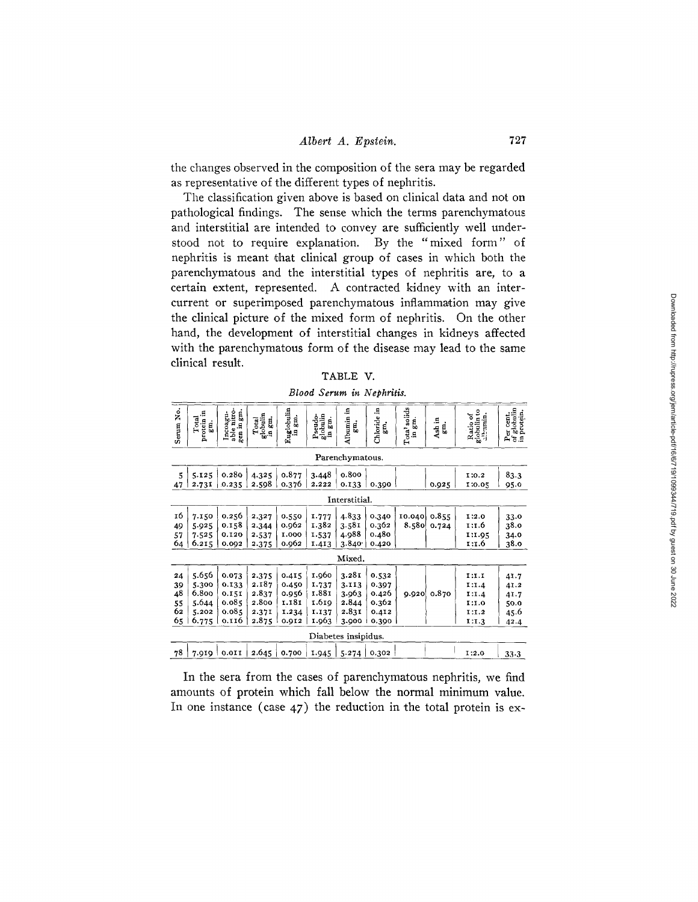the changes observed in the composition of the sera may be regarded as representative of the different types of nephritis.

The classification given above is based on clinical data and not on pathological findings. The sense which the terms parenchymatous and interstitial are intended to convey are sufficiently well understood not to require explanation. By the "mixed form" of nephritis is meant that clinical group of cases in which both the parenchymatous and the interstitial types of nephritis are, to a certain extent, represented. A contracted kidney with an intercurrent or superimposed parenchymatous inflammation may give the clinical picture of the mixed form of nephritis. On the other hand, the development of interstitial changes in kidneys affected with the parenchymatous form of the disease may lead to the same clinical result.

TABLE V.

*Blood Serum in Nephritis.*

| Serum No. | Total protein in gm. | Incoagulable nitrogen in gm. | Total globulin in gm. | Euglobulin in gm. | Pseudoglobulin in gm. | Albumin in gm. | Chloride in gm. | Total solids in gm. | Ash in gm. | Ratio of globulin to albumin. | Per cent. of globulin in protein. |
|---|---|---|---|---|---|---|---|---|---|---|---|
| | | | | | Parenchymatous. | | | | | | |
| 5 | 5.125 | 0.280 | 4.325 | 0.877 | 3.448 | 0.800 | | | | 1:0.2 | 83.3 |
| 47 | 2.731 | 0.235 | 2.598 | 0.376 | 2.222 | 0.133 | 0.390 | | 0.925 | 1:0.05 | 95.0 |
| | | | | | Interstitial. | | | | | | |
| 16 | 7.150 | 0.256 | 2.327 | 0.550 | 1.777 | 4.833 | 0.340 | 10.040 | 0.855 | 1:2.0 | 33.0 |
| 49 | 5.925 | 0.158 | 2.344 | 0.962 | 1.382 | 3.581 | 0.362 | 8.580 | 0.724 | 1:1.6 | 38.0 |
| 57 | 7.525 | 0.120 | 2.537 | 1.000 | 1.537 | 4.988 | 0.480 | | | 1:1.95 | 34.0 |
| 64 | 6.215 | 0.092 | 2.375 | 0.962 | 1.413 | 3.840 | 0.420 | | | 1:1.6 | 38.0 |
| | | | | | Mixed. | | | | | | |
| 24 | 5.656 | 0.073 | 2.375 | 0.415 | 1.960 | 3.281 | 0.532 | | | 1:1.1 | 41.7 |
| 39 | 5.300 | 0.133 | 2.187 | 0.450 | 1.737 | 3.113 | 0.397 | | | 1:1.4 | 41.2 |
| 48 | 6.800 | 0.151 | 2.837 | 0.956 | 1.881 | 3.963 | 0.426 | 9.920 | 0.870 | 1:1.4 | 41.7 |
| 55 | 5.644 | 0.085 | 2.800 | 1.181 | 1.619 | 2.844 | 0.362 | | | 1:1.0 | 50.0 |
| 62 | 5.202 | 0.085 | 2.371 | 1.234 | 1.137 | 2.831 | 0.412 | | | 1:1.2 | 45.6 |
| 65 | 6.775 | 0.116 | 2.875 | 0.912 | 1.963 | 3.900 | 0.390 | | | 1:1.3 | 42.4 |
| | | | | | Diabetes insipidus. | | | | | | |
| 78 | 7.919 | 0.011 | 2.645 | 0.700 | 1.945 | 5.274 | 0.302 | | | 1:2.0 | 33.3 |

In the sera from the cases of parenchymatous nephritis, we find amounts of protein which fall below the normal minimum value. In one instance (case 47) the reduction in the total protein is ex-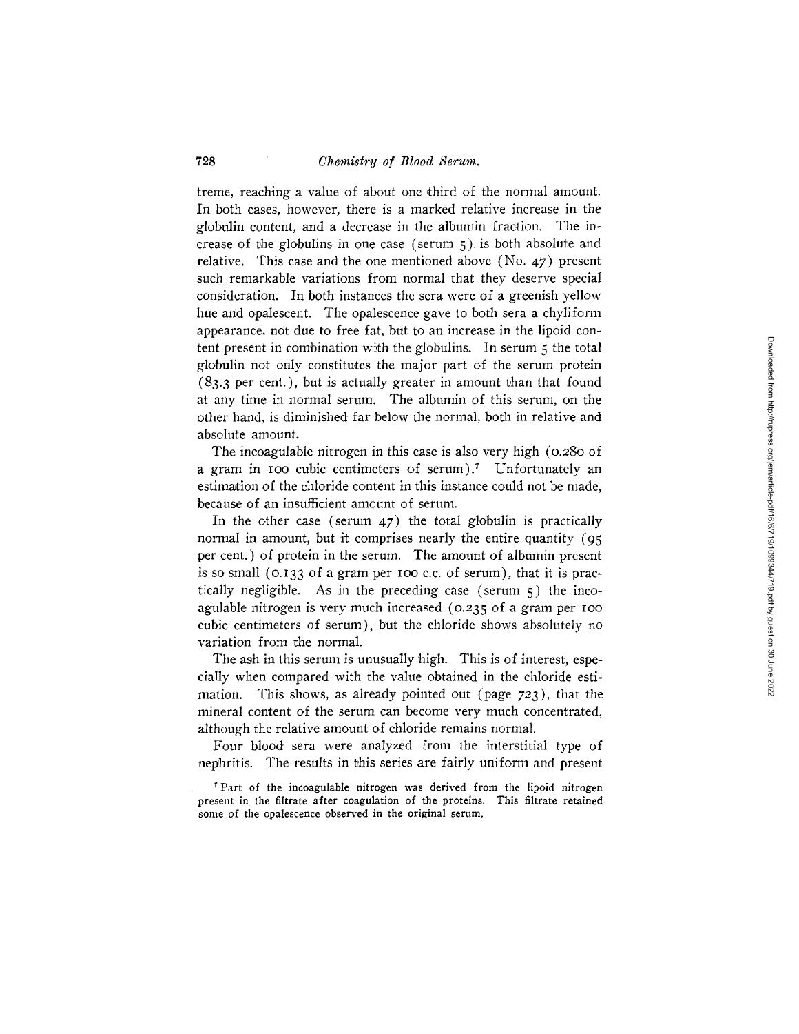treme, reaching a value of about one third of the normal amount. In both cases, however, there is a marked relative increase in the globulin content, and a decrease in the albumin fraction. The increase of the globulins in one case (serum 5) is both absolute and relative. This case and the one mentioned above (No. 47) present such remarkable variations from normal that they deserve special consideration. In both instances the sera were of a greenish yellow hue and opalescent. The opalescence gave to both sera a chyliform appearance, not due to free fat, but to an increase in the lipoid content present in combination with the globulins. In serum 5 the total globulin not only constitutes the major part of the serum protein (83.3 per cent.), but is actually greater in amount than that found at any time in normal serum. The albumin of this serum, on the other hand, is diminished far below the normal, both in relative and absolute amount.

The incoagulable nitrogen in this case is also very high (0.280 of a gram in 100 cubic centimeters of serum).[7] Unfortunately an estimation of the chloride content in this instance could not be made, because of an insufficient amount of serum.

In the other case (serum 47) the total globulin is practically normal in amount, but it comprises nearly the entire quantity (95 per cent.) of protein in the serum. The amount of albumin present is so small (0.133 of a gram per 100 c.c. of serum), that it is practically negligible. As in the preceding case (serum 5) the incoagulable nitrogen is very much increased (0.235 of a gram per 100 cubic centimeters of serum), but the chloride shows absolutely no variation from the normal.

The ash in this serum is unusually high. This is of interest, especially when compared with the value obtained in the chloride estimation. This shows, as already pointed out (page 723), that the mineral content of the serum can become very much concentrated, although the relative amount of chloride remains normal.

Four blood sera were analyzed from the interstitial type of nephritis. The results in this series are fairly uniform and present

[7] Part of the incoagulable nitrogen was derived from the lipoid nitrogen present in the filtrate after coagulation of the proteins. This filtrate retained some of the opalescence observed in the original serum.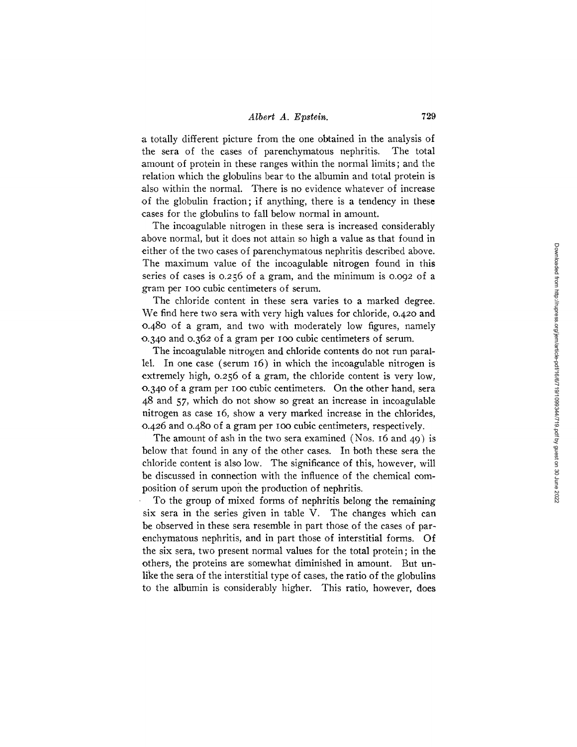a totally different picture from the one obtained in the analysis of the sera of the cases of parenchymatous nephritis. The total amount of protein in these ranges within the normal limits; and the relation which the globulins bear to the albumin and total protein is also within the normal. There is no evidence whatever of increase of the globulin fraction; if anything, there is a tendency in these cases for the globulins to fall below normal in amount.

The incoagulable nitrogen in these sera is increased considerably above normal, but it does not attain so high a value as that found in either of the two cases of parenchymatous nephritis described above. The maximum value of the incoagulable nitrogen found in this series of cases is 0.256 of a gram, and the minimum is 0.092 of a gram per 100 cubic centimeters of serum.

The chloride content in these sera varies to a marked degree. We find here two sera with very high values for chloride, 0.420 and 0.480 of a gram, and two with moderately low figures, namely 0.340 and 0.362 of a gram per 100 cubic centimeters of serum.

The incoagulable nitrogen and chloride contents do not run parallel. In one case (serum 16) in which the incoagulable nitrogen is extremely high, 0.256 of a gram, the chloride content is very low, 0.340 of a gram per 100 cubic centimeters. On the other hand, sera 48 and 57, which do not show so great an increase in incoagulable nitrogen as case 16, show a very marked increase in the chlorides, 0.426 and 0.480 of a gram per 100 cubic centimeters, respectively.

The amount of ash in the two sera examined (Nos. 16 and 49) is below that found in any of the other cases. In both these sera the chloride content is also low. The significance of this, however, will be discussed in connection with the influence of the chemical composition of serum upon the production of nephritis.

To the group of mixed forms of nephritis belong the remaining six sera in the series given in table V. The changes which can be observed in these sera resemble in part those of the cases of parenchymatous nephritis, and in part those of interstitial forms. Of the six sera, two present normal values for the total protein; in the others, the proteins are somewhat diminished in amount. But unlike the sera of the interstitial type of cases, the ratio of the globulins to the albumin is considerably higher. This ratio, however, does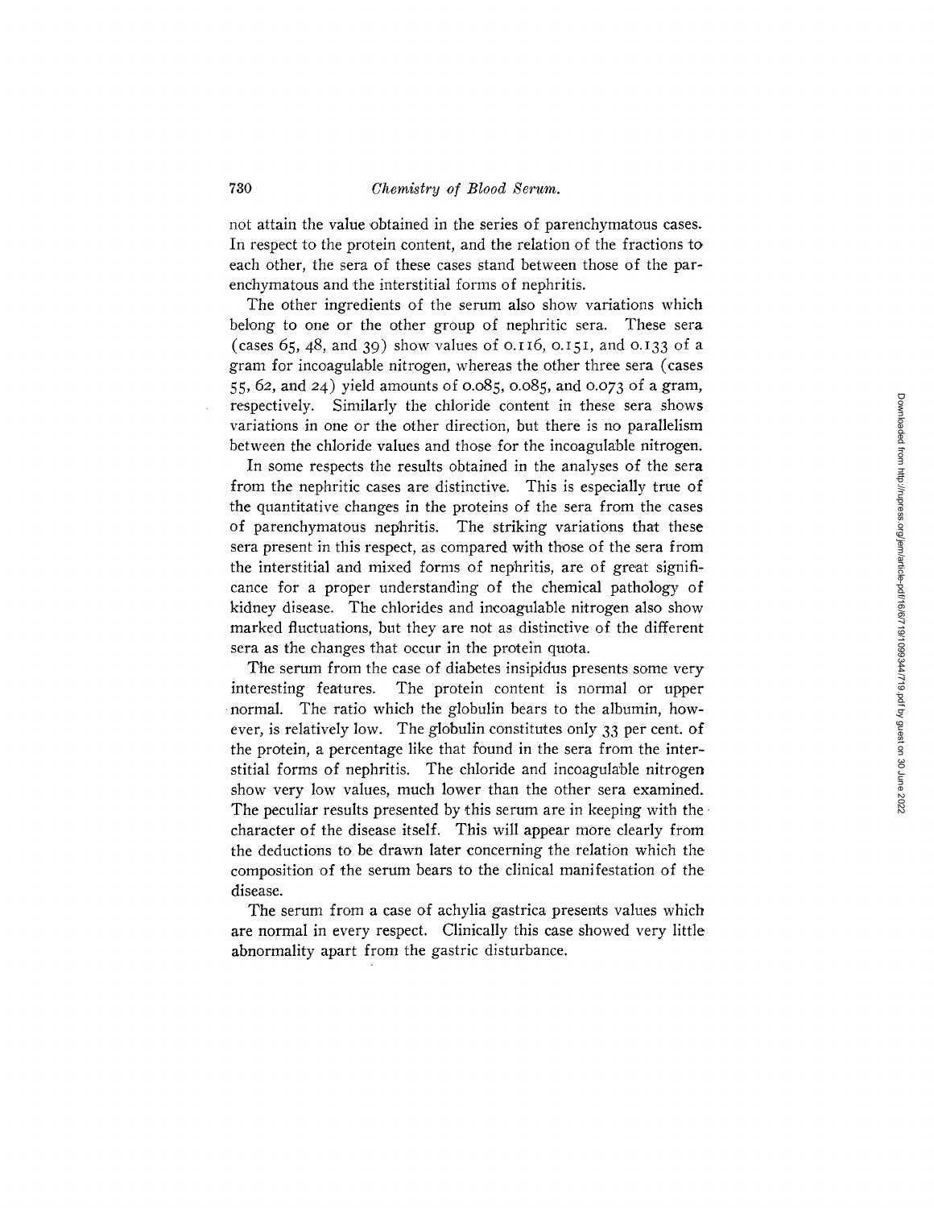not attain the value obtained in the series of parenchymatous cases. In respect to the protein content, and the relation of the fractions to each other, the sera of these cases stand between those of the parenchymatous and the interstitial forms of nephritis.

The other ingredients of the serum also show variations which belong to one or the other group of nephritic sera. These sera (cases 65, 48, and 39) show values of 0.116, 0.151, and 0.133 of a gram for incoagulable nitrogen, whereas the other three sera (cases 55, 62, and 24) yield amounts of 0.085, 0.085, and 0.073 of a gram, respectively. Similarly the chloride content in these sera shows variations in one or the other direction, but there is no parallelism between the chloride values and those for the incoagulable nitrogen.

In some respects the results obtained in the analyses of the sera from the nephritic cases are distinctive. This is especially true of the quantitative changes in the proteins of the sera from the cases of parenchymatous nephritis. The striking variations that these sera present in this respect, as compared with those of the sera from the interstitial and mixed forms of nephritis, are of great significance for a proper understanding of the chemical pathology of kidney disease. The chlorides and incoagulable nitrogen also show marked fluctuations, but they are not as distinctive of the different sera as the changes that occur in the protein quota.

The serum from the case of diabetes insipidus presents some very interesting features. The protein content is normal or upper normal. The ratio which the globulin bears to the albumin, however, is relatively low. The globulin constitutes only 33 per cent. of the protein, a percentage like that found in the sera from the interstitial forms of nephritis. The chloride and incoagulable nitrogen show very low values, much lower than the other sera examined. The peculiar results presented by this serum are in keeping with the character of the disease itself. This will appear more clearly from the deductions to be drawn later concerning the relation which the composition of the serum bears to the clinical manifestation of the disease.

The serum from a case of achylia gastrica presents values which are normal in every respect. Clinically this case showed very little abnormality apart from the gastric disturbance.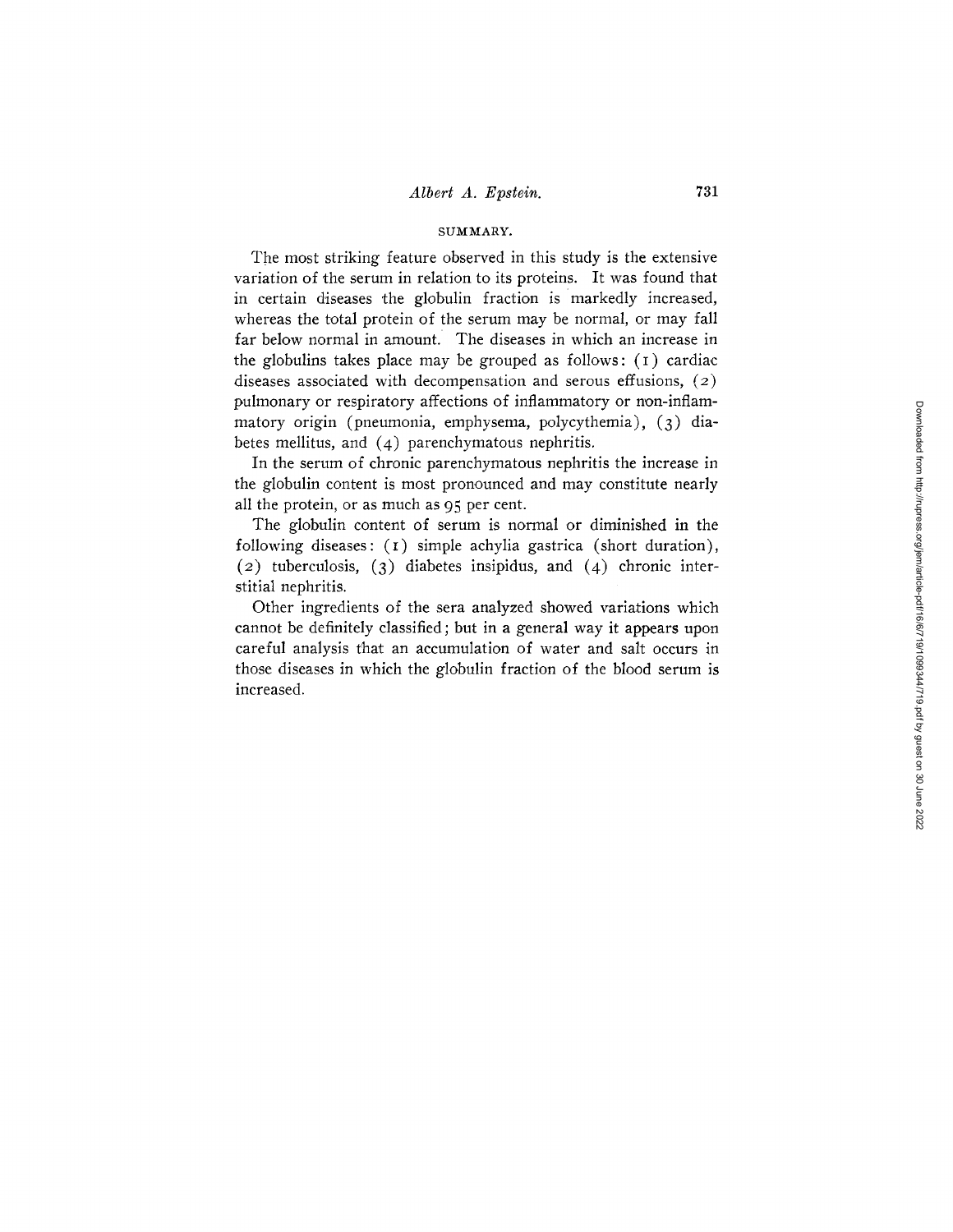## SUMMARY.

The most striking feature observed in this study is the extensive variation of the serum in relation to its proteins. It was found that in certain diseases the globulin fraction is markedly increased, whereas the total protein of the serum may be normal, or may fall far below normal in amount. The diseases in which an increase in the globulins takes place may be grouped as follows: (1) cardiac diseases associated with decompensation and serous effusions, (2) pulmonary or respiratory affections of inflammatory or non-inflammatory origin (pneumonia, emphysema, polycythemia), (3) diabetes mellitus, and (4) parenchymatous nephritis.

In the serum of chronic parenchymatous nephritis the increase in the globulin content is most pronounced and may constitute nearly all the protein, or as much as 95 per cent.

The globulin content of serum is normal or diminished in the following diseases: (1) simple achylia gastrica (short duration), (2) tuberculosis, (3) diabetes insipidus, and (4) chronic interstitial nephritis.

Other ingredients of the sera analyzed showed variations which cannot be definitely classified; but in a general way it appears upon careful analysis that an accumulation of water and salt occurs in those diseases in which the globulin fraction of the blood serum is increased.